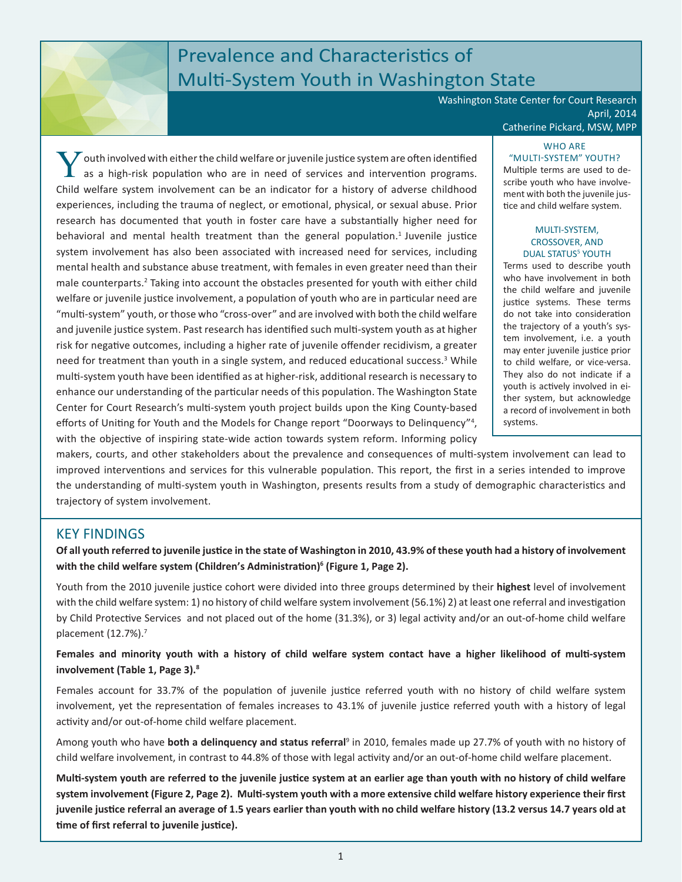# Prevalence and Characteristics of Multi-System Youth in Washington State

Washington State Center for Court Research
April, 2014
Catherine Pickard, MSW, MPP

Youth involved with either the child welfare or juvenile justice system are often identified as a high-risk population who are in need of services and intervention programs. Child welfare system involvement can be an indicator for a history of adverse childhood experiences, including the trauma of neglect, or emotional, physical, or sexual abuse. Prior research has documented that youth in foster care have a substantially higher need for behavioral and mental health treatment than the general population.[1] Juvenile justice system involvement has also been associated with increased need for services, including mental health and substance abuse treatment, with females in even greater need than their male counterparts.[2] Taking into account the obstacles presented for youth with either child welfare or juvenile justice involvement, a population of youth who are in particular need are "multi-system" youth, or those who "cross-over" and are involved with both the child welfare and juvenile justice system. Past research has identified such multi-system youth as at higher risk for negative outcomes, including a higher rate of juvenile offender recidivism, a greater need for treatment than youth in a single system, and reduced educational success.[3] While multi-system youth have been identified as at higher-risk, additional research is necessary to enhance our understanding of the particular needs of this population. The Washington State Center for Court Research's multi-system youth project builds upon the King County-based efforts of Uniting for Youth and the Models for Change report "Doorways to Delinquency"[4], with the objective of inspiring state-wide action towards system reform. Informing policy makers, courts, and other stakeholders about the prevalence and consequences of multi-system involvement can lead to improved interventions and services for this vulnerable population. This report, the first in a series intended to improve the understanding of multi-system youth in Washington, presents results from a study of demographic characteristics and trajectory of system involvement.

### WHO ARE "MULTI-SYSTEM" YOUTH?

Multiple terms are used to describe youth who have involvement with both the juvenile justice and child welfare system.

### MULTI-SYSTEM, CROSSOVER, AND DUAL STATUS[5] YOUTH

Terms used to describe youth who have involvement in both the child welfare and juvenile justice systems. These terms do not take into consideration the trajectory of a youth's system involvement, i.e. a youth may enter juvenile justice prior to child welfare, or vice-versa. They also do not indicate if a youth is actively involved in either system, but acknowledge a record of involvement in both systems.

## KEY FINDINGS

**Of all youth referred to juvenile justice in the state of Washington in 2010, 43.9% of these youth had a history of involvement with the child welfare system (Children's Administration)[6] (Figure 1, Page 2).**

Youth from the 2010 juvenile justice cohort were divided into three groups determined by their **highest** level of involvement with the child welfare system: 1) no history of child welfare system involvement (56.1%) 2) at least one referral and investigation by Child Protective Services and not placed out of the home (31.3%), or 3) legal activity and/or an out-of-home child welfare placement (12.7%).[7]

**Females and minority youth with a history of child welfare system contact have a higher likelihood of multi-system involvement (Table 1, Page 3).[8]**

Females account for 33.7% of the population of juvenile justice referred youth with no history of child welfare system involvement, yet the representation of females increases to 43.1% of juvenile justice referred youth with a history of legal activity and/or out-of-home child welfare placement.

Among youth who have **both a delinquency and status referral**[9] in 2010, females made up 27.7% of youth with no history of child welfare involvement, in contrast to 44.8% of those with legal activity and/or an out-of-home child welfare placement.

**Multi-system youth are referred to the juvenile justice system at an earlier age than youth with no history of child welfare system involvement (Figure 2, Page 2). Multi-system youth with a more extensive child welfare history experience their first juvenile justice referral an average of 1.5 years earlier than youth with no child welfare history (13.2 versus 14.7 years old at time of first referral to juvenile justice).**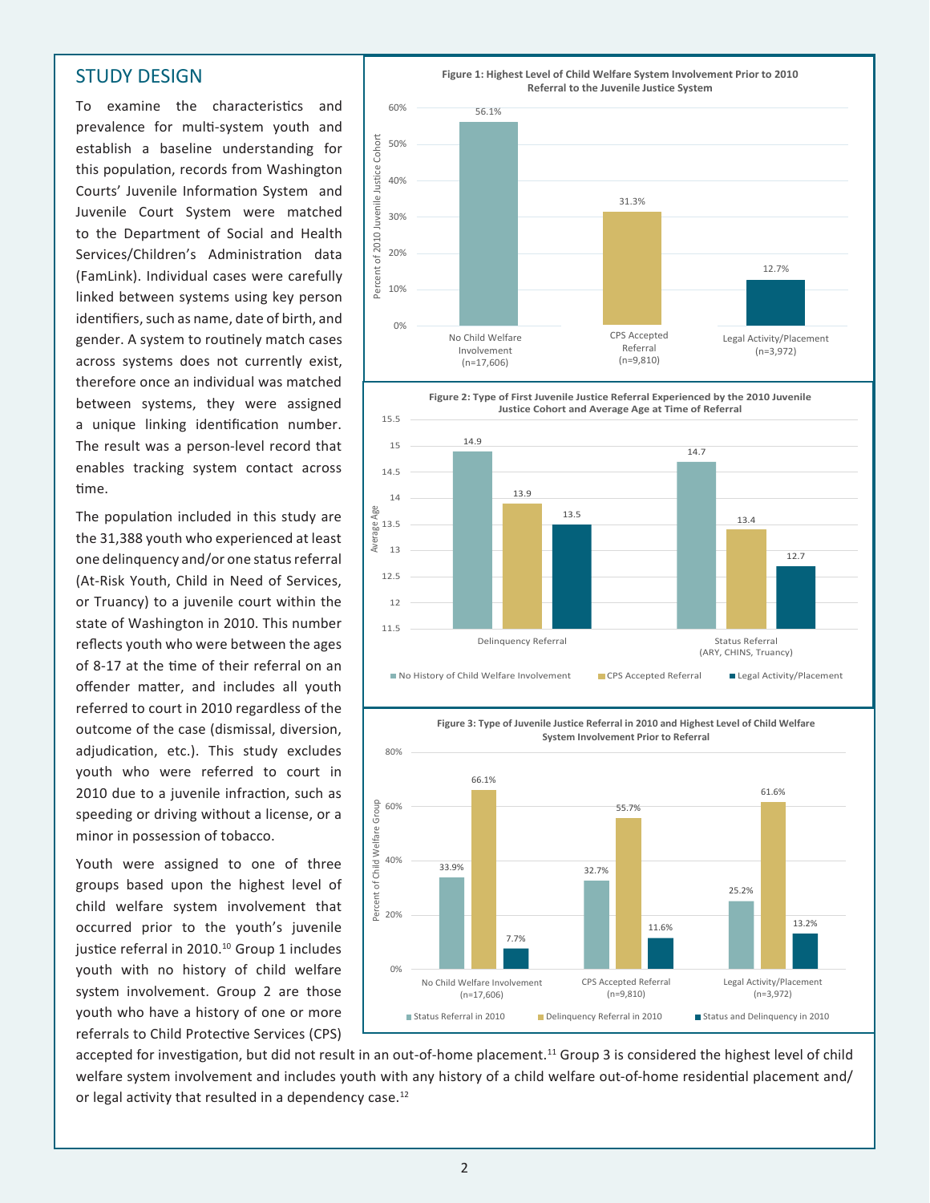## STUDY DESIGN

To examine the characteristics and prevalence for multi-system youth and establish a baseline understanding for this population, records from Washington Courts' Juvenile Information System and Juvenile Court System were matched to the Department of Social and Health Services/Children's Administration data (FamLink). Individual cases were carefully linked between systems using key person identifiers, such as name, date of birth, and gender. A system to routinely match cases across systems does not currently exist, therefore once an individual was matched between systems, they were assigned a unique linking identification number. The result was a person-level record that enables tracking system contact across time.

The population included in this study are the 31,388 youth who experienced at least one delinquency and/or one status referral (At-Risk Youth, Child in Need of Services, or Truancy) to a juvenile court within the state of Washington in 2010. This number reflects youth who were between the ages of 8-17 at the time of their referral on an offender matter, and includes all youth referred to court in 2010 regardless of the outcome of the case (dismissal, diversion, adjudication, etc.). This study excludes youth who were referred to court in 2010 due to a juvenile infraction, such as speeding or driving without a license, or a minor in possession of tobacco.

Youth were assigned to one of three groups based upon the highest level of child welfare system involvement that occurred prior to the youth's juvenile justice referral in 2010.[10] Group 1 includes youth with no history of child welfare system involvement. Group 2 are those youth who have a history of one or more referrals to Child Protective Services (CPS) accepted for investigation, but did not result in an out-of-home placement.[11] Group 3 is considered the highest level of child welfare system involvement and includes youth with any history of a child welfare out-of-home residential placement and/or legal activity that resulted in a dependency case.[12]

**Figure 1: Highest Level of Child Welfare System Involvement Prior to 2010 Referral to the Juvenile Justice System**

| Child Welfare Involvement | Percent of 2010 Juvenile Justice Cohort |
|---|---|
| No Child Welfare Involvement (n=17,606) | 56.1% |
| CPS Accepted Referral (n=9,810) | 31.3% |
| Legal Activity/Placement (n=3,972) | 12.7% |

**Figure 2: Type of First Juvenile Justice Referral Experienced by the 2010 Juvenile Justice Cohort and Average Age at Time of Referral**

| Referral Type | No History of Child Welfare Involvement | CPS Accepted Referral | Legal Activity/Placement |
|---|---|---|---|
| Delinquency Referral | 14.9 | 13.9 | 13.5 |
| Status Referral (ARY, CHINS, Truancy) | 14.7 | 13.4 | 12.7 |

**Figure 3: Type of Juvenile Justice Referral in 2010 and Highest Level of Child Welfare System Involvement Prior to Referral**

| Child Welfare Group | Status Referral in 2010 | Delinquency Referral in 2010 | Status and Delinquency in 2010 |
|---|---|---|---|
| No Child Welfare Involvement (n=17,606) | 33.9% | 66.1% | 7.7% |
| CPS Accepted Referral (n=9,810) | 32.7% | 55.7% | 11.6% |
| Legal Activity/Placement (n=3,972) | 25.2% | 61.6% | 13.2% |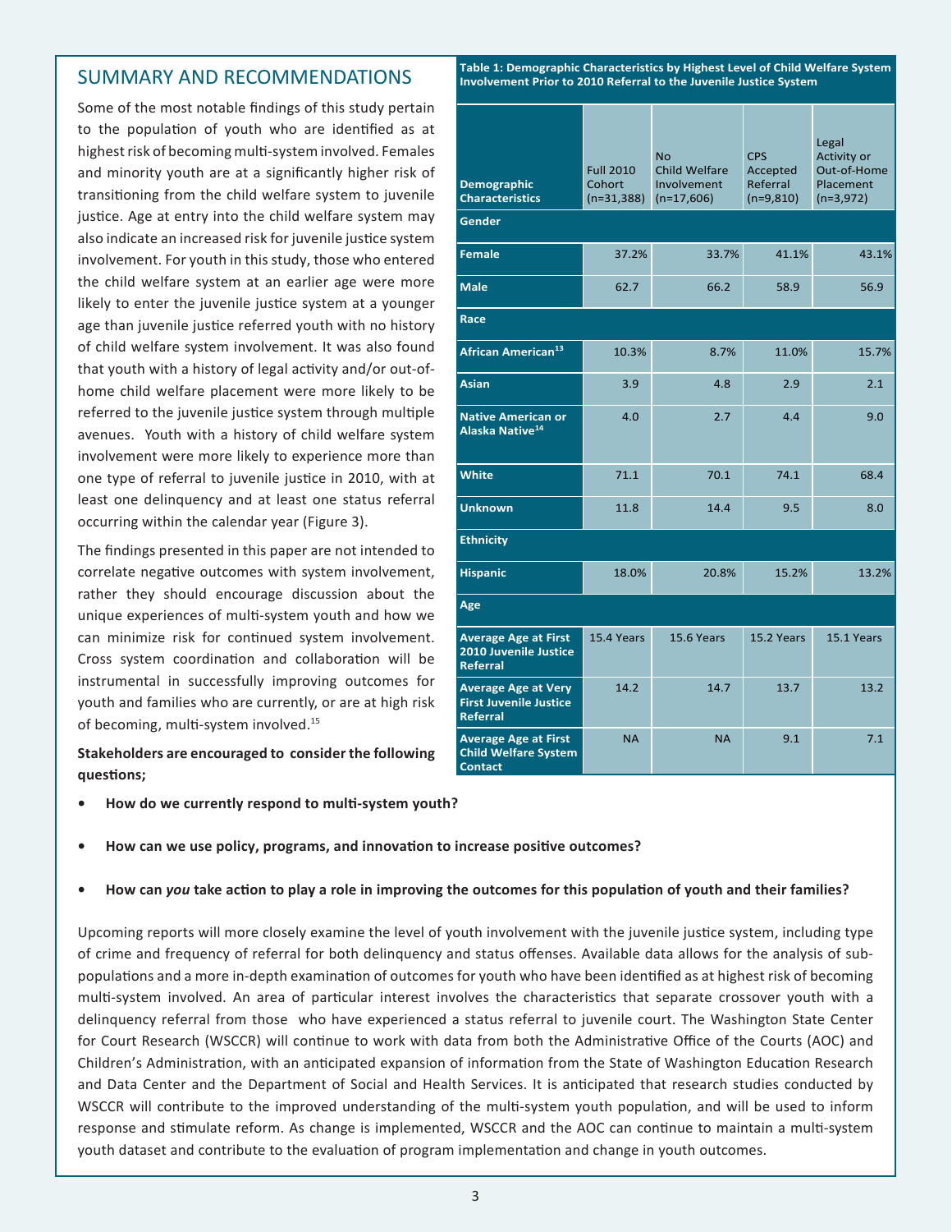## SUMMARY AND RECOMMENDATIONS

Some of the most notable findings of this study pertain to the population of youth who are identified as at highest risk of becoming multi-system involved. Females and minority youth are at a significantly higher risk of transitioning from the child welfare system to juvenile justice. Age at entry into the child welfare system may also indicate an increased risk for juvenile justice system involvement. For youth in this study, those who entered the child welfare system at an earlier age were more likely to enter the juvenile justice system at a younger age than juvenile justice referred youth with no history of child welfare system involvement. It was also found that youth with a history of legal activity and/or out-of-home child welfare placement were more likely to be referred to the juvenile justice system through multiple avenues. Youth with a history of child welfare system involvement were more likely to experience more than one type of referral to juvenile justice in 2010, with at least one delinquency and at least one status referral occurring within the calendar year (Figure 3).

The findings presented in this paper are not intended to correlate negative outcomes with system involvement, rather they should encourage discussion about the unique experiences of multi-system youth and how we can minimize risk for continued system involvement. Cross system coordination and collaboration will be instrumental in successfully improving outcomes for youth and families who are currently, or are at high risk of becoming, multi-system involved.[15]

**Table 1: Demographic Characteristics by Highest Level of Child Welfare System Involvement Prior to 2010 Referral to the Juvenile Justice System**

| Demographic Characteristics | Full 2010 Cohort (n=31,388) | No Child Welfare Involvement (n=17,606) | CPS Accepted Referral (n=9,810) | Legal Activity or Out-of-Home Placement (n=3,972) |
|---|---|---|---|---|
| **Gender** | | | | |
| **Female** | 37.2% | 33.7% | 41.1% | 43.1% |
| **Male** | 62.7 | 66.2 | 58.9 | 56.9 |
| **Race** | | | | |
| **African American[13]** | 10.3% | 8.7% | 11.0% | 15.7% |
| **Asian** | 3.9 | 4.8 | 2.9 | 2.1 |
| **Native American or Alaska Native[14]** | 4.0 | 2.7 | 4.4 | 9.0 |
| **White** | 71.1 | 70.1 | 74.1 | 68.4 |
| **Unknown** | 11.8 | 14.4 | 9.5 | 8.0 |
| **Ethnicity** | | | | |
| **Hispanic** | 18.0% | 20.8% | 15.2% | 13.2% |
| **Age** | | | | |
| **Average Age at First 2010 Juvenile Justice Referral** | 15.4 Years | 15.6 Years | 15.2 Years | 15.1 Years |
| **Average Age at Very First Juvenile Justice Referral** | 14.2 | 14.7 | 13.7 | 13.2 |
| **Average Age at First Child Welfare System Contact** | NA | NA | 9.1 | 7.1 |

**Stakeholders are encouraged to consider the following questions;**

- **How do we currently respond to multi-system youth?**
- **How can we use policy, programs, and innovation to increase positive outcomes?**
- **How can *you* take action to play a role in improving the outcomes for this population of youth and their families?**

Upcoming reports will more closely examine the level of youth involvement with the juvenile justice system, including type of crime and frequency of referral for both delinquency and status offenses. Available data allows for the analysis of sub-populations and a more in-depth examination of outcomes for youth who have been identified as at highest risk of becoming multi-system involved. An area of particular interest involves the characteristics that separate crossover youth with a delinquency referral from those who have experienced a status referral to juvenile court. The Washington State Center for Court Research (WSCCR) will continue to work with data from both the Administrative Office of the Courts (AOC) and Children's Administration, with an anticipated expansion of information from the State of Washington Education Research and Data Center and the Department of Social and Health Services. It is anticipated that research studies conducted by WSCCR will contribute to the improved understanding of the multi-system youth population, and will be used to inform response and stimulate reform. As change is implemented, WSCCR and the AOC can continue to maintain a multi-system youth dataset and contribute to the evaluation of program implementation and change in youth outcomes.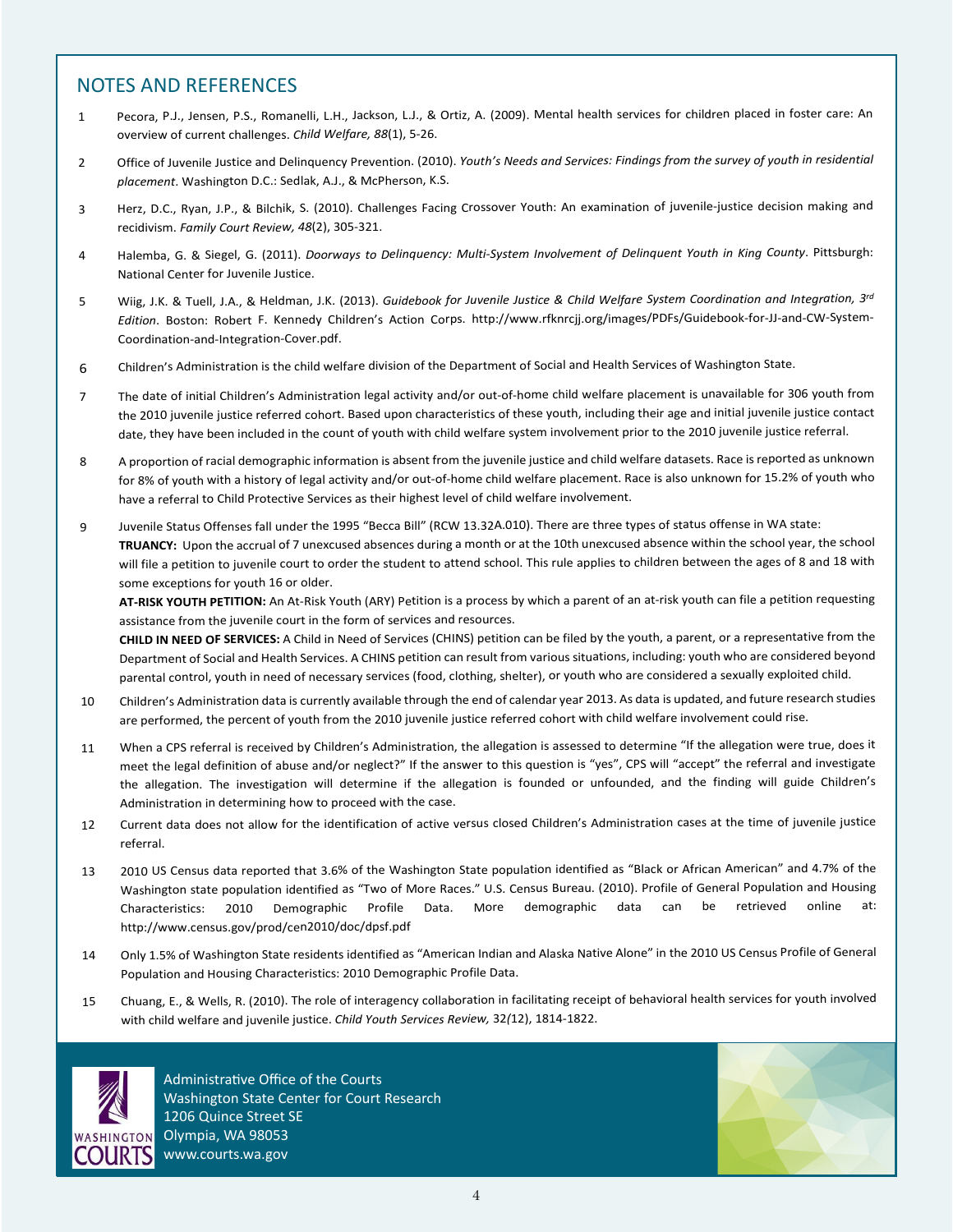## NOTES AND REFERENCES

1. Pecora, P.J., Jensen, P.S., Romanelli, L.H., Jackson, L.J., & Ortiz, A. (2009). Mental health services for children placed in foster care: An overview of current challenges. *Child Welfare, 88*(1), 5-26.

2. Office of Juvenile Justice and Delinquency Prevention. (2010). *Youth's Needs and Services: Findings from the survey of youth in residential placement*. Washington D.C.: Sedlak, A.J., & McPherson, K.S.

3. Herz, D.C., Ryan, J.P., & Bilchik, S. (2010). Challenges Facing Crossover Youth: An examination of juvenile-justice decision making and recidivism. *Family Court Review, 48*(2), 305-321.

4. Halemba, G. & Siegel, G. (2011). *Doorways to Delinquency: Multi-System Involvement of Delinquent Youth in King County*. Pittsburgh: National Center for Juvenile Justice.

5. Wiig, J.K. & Tuell, J.A., & Heldman, J.K. (2013). *Guidebook for Juvenile Justice & Child Welfare System Coordination and Integration, 3rd Edition*. Boston: Robert F. Kennedy Children's Action Corps. http://www.rfknrcjj.org/images/PDFs/Guidebook-for-JJ-and-CW-System-Coordination-and-Integration-Cover.pdf.

6. Children's Administration is the child welfare division of the Department of Social and Health Services of Washington State.

7. The date of initial Children's Administration legal activity and/or out-of-home child welfare placement is unavailable for 306 youth from the 2010 juvenile justice referred cohort. Based upon characteristics of these youth, including their age and initial juvenile justice contact date, they have been included in the count of youth with child welfare system involvement prior to the 2010 juvenile justice referral.

8. A proportion of racial demographic information is absent from the juvenile justice and child welfare datasets. Race is reported as unknown for 8% of youth with a history of legal activity and/or out-of-home child welfare placement. Race is also unknown for 15.2% of youth who have a referral to Child Protective Services as their highest level of child welfare involvement.

9. Juvenile Status Offenses fall under the 1995 "Becca Bill" (RCW 13.32A.010). There are three types of status offense in WA state:
   **TRUANCY:** Upon the accrual of 7 unexcused absences during a month or at the 10th unexcused absence within the school year, the school will file a petition to juvenile court to order the student to attend school. This rule applies to children between the ages of 8 and 18 with some exceptions for youth 16 or older.
   **AT-RISK YOUTH PETITION:** An At-Risk Youth (ARY) Petition is a process by which a parent of an at-risk youth can file a petition requesting assistance from the juvenile court in the form of services and resources.
   **CHILD IN NEED OF SERVICES:** A Child in Need of Services (CHINS) petition can be filed by the youth, a parent, or a representative from the Department of Social and Health Services. A CHINS petition can result from various situations, including: youth who are considered beyond parental control, youth in need of necessary services (food, clothing, shelter), or youth who are considered a sexually exploited child.

10. Children's Administration data is currently available through the end of calendar year 2013. As data is updated, and future research studies are performed, the percent of youth from the 2010 juvenile justice referred cohort with child welfare involvement could rise.

11. When a CPS referral is received by Children's Administration, the allegation is assessed to determine "If the allegation were true, does it meet the legal definition of abuse and/or neglect?" If the answer to this question is "yes", CPS will "accept" the referral and investigate the allegation. The investigation will determine if the allegation is founded or unfounded, and the finding will guide Children's Administration in determining how to proceed with the case.

12. Current data does not allow for the identification of active versus closed Children's Administration cases at the time of juvenile justice referral.

13. 2010 US Census data reported that 3.6% of the Washington State population identified as "Black or African American" and 4.7% of the Washington state population identified as "Two of More Races." U.S. Census Bureau. (2010). Profile of General Population and Housing Characteristics: 2010 Demographic Profile Data. More demographic data can be retrieved online at: http://www.census.gov/prod/cen2010/doc/dpsf.pdf

14. Only 1.5% of Washington State residents identified as "American Indian and Alaska Native Alone" in the 2010 US Census Profile of General Population and Housing Characteristics: 2010 Demographic Profile Data.

15. Chuang, E., & Wells, R. (2010). The role of interagency collaboration in facilitating receipt of behavioral health services for youth involved with child welfare and juvenile justice. *Child Youth Services Review,* 32*(*12), 1814-1822.

WASHINGTON COURTS

Administrative Office of the Courts
Washington State Center for Court Research
1206 Quince Street SE
Olympia, WA 98053
www.courts.wa.gov